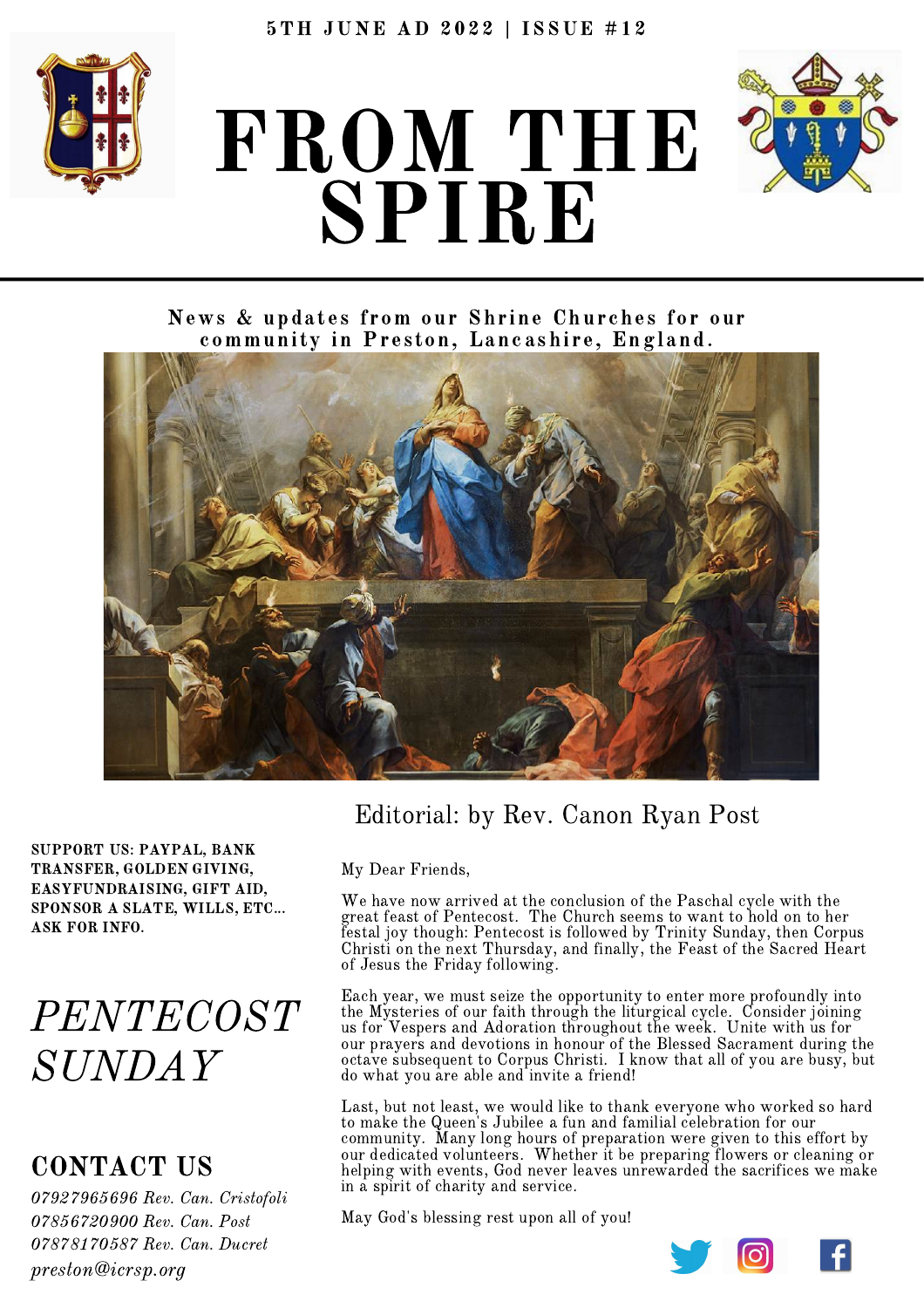5TH JUNE AD 2022 | ISSUE #12

# FROM THE SPIRE

**News & updates from our Shrine Churches for our community in Preston, Lancashire, England.**

## Editorial: by Rev. Canon Ryan Post

My Dear Friends,

We have now arrived at the conclusion of the Paschal cycle with the great feast of Pentecost. The Church seems to want to hold on to her festal joy though: Pentecost is followed by Trinity Sunday, then Corpus Christi on the next Thursday, and finally, the Feast of the Sacred Heart of Jesus the Friday following.

Each year, we must seize the opportunity to enter more profoundly into the Mysteries of our faith through the liturgical cycle. Consider joining us for Vespers and Adoration throughout the week. Unite with us for our prayers and devotions in honour of the Blessed Sacrament during the octave subsequent to Corpus Christi. I know that all of you are busy, but do what you are able and invite a friend!

Last, but not least, we would like to thank everyone who worked so hard to make the Queen's Jubilee a fun and familial celebration for our community. Many long hours of preparation were given to this effort by our dedicated volunteers. Whether it be preparing flowers or cleaning or helping with events, God never leaves unrewarded the sacrifices we make in a spirit of charity and service.

May God's blessing rest upon all of you!

**SUPPORT US: PAYPAL, BANK TRANSFER, GOLDEN GIVING, EASYFUNDRAISING, GIFT AID, SPONSOR A SLATE, WILLS, ETC... ASK FOR INFO.**

## *PENTECOST SUNDAY*

## CONTACT US

*07927965696 Rev. Can. Cristofoli*
*07856720900 Rev. Can. Post*
*07878170587 Rev. Can. Ducret*
*preston@icrsp.org*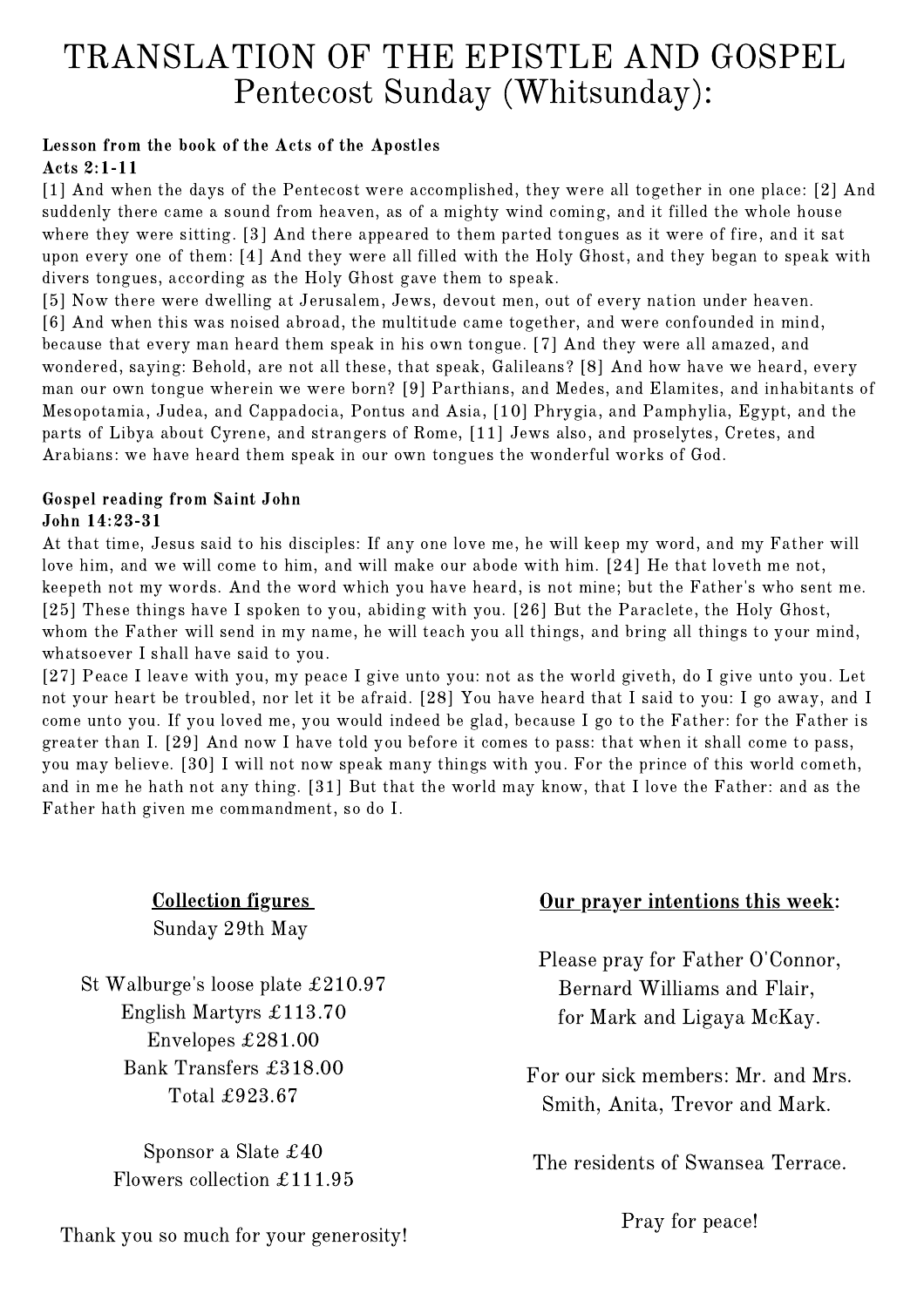# TRANSLATION OF THE EPISTLE AND GOSPEL
# Pentecost Sunday (Whitsunday):

**Lesson from the book of the Acts of the Apostles**
**Acts 2:1-11**

[1] And when the days of the Pentecost were accomplished, they were all together in one place: [2] And suddenly there came a sound from heaven, as of a mighty wind coming, and it filled the whole house where they were sitting. [3] And there appeared to them parted tongues as it were of fire, and it sat upon every one of them: [4] And they were all filled with the Holy Ghost, and they began to speak with divers tongues, according as the Holy Ghost gave them to speak.

[5] Now there were dwelling at Jerusalem, Jews, devout men, out of every nation under heaven. [6] And when this was noised abroad, the multitude came together, and were confounded in mind, because that every man heard them speak in his own tongue. [7] And they were all amazed, and wondered, saying: Behold, are not all these, that speak, Galileans? [8] And how have we heard, every man our own tongue wherein we were born? [9] Parthians, and Medes, and Elamites, and inhabitants of Mesopotamia, Judea, and Cappadocia, Pontus and Asia, [10] Phrygia, and Pamphylia, Egypt, and the parts of Libya about Cyrene, and strangers of Rome, [11] Jews also, and proselytes, Cretes, and Arabians: we have heard them speak in our own tongues the wonderful works of God.

**Gospel reading from Saint John**
**John 14:23-31**

At that time, Jesus said to his disciples: If any one love me, he will keep my word, and my Father will love him, and we will come to him, and will make our abode with him. [24] He that loveth me not, keepeth not my words. And the word which you have heard, is not mine; but the Father's who sent me. [25] These things have I spoken to you, abiding with you. [26] But the Paraclete, the Holy Ghost, whom the Father will send in my name, he will teach you all things, and bring all things to your mind, whatsoever I shall have said to you.

[27] Peace I leave with you, my peace I give unto you: not as the world giveth, do I give unto you. Let not your heart be troubled, nor let it be afraid. [28] You have heard that I said to you: I go away, and I come unto you. If you loved me, you would indeed be glad, because I go to the Father: for the Father is greater than I. [29] And now I have told you before it comes to pass: that when it shall come to pass, you may believe. [30] I will not now speak many things with you. For the prince of this world cometh, and in me he hath not any thing. [31] But that the world may know, that I love the Father: and as the Father hath given me commandment, so do I.

**Collection figures**
Sunday 29th May

St Walburge's loose plate £210.97
English Martyrs £113.70
Envelopes £281.00
Bank Transfers £318.00
Total £923.67

Sponsor a Slate £40
Flowers collection £111.95

Thank you so much for your generosity!

**Our prayer intentions this week:**

Please pray for Father O'Connor, Bernard Williams and Flair, for Mark and Ligaya McKay.

For our sick members: Mr. and Mrs. Smith, Anita, Trevor and Mark.

The residents of Swansea Terrace.

Pray for peace!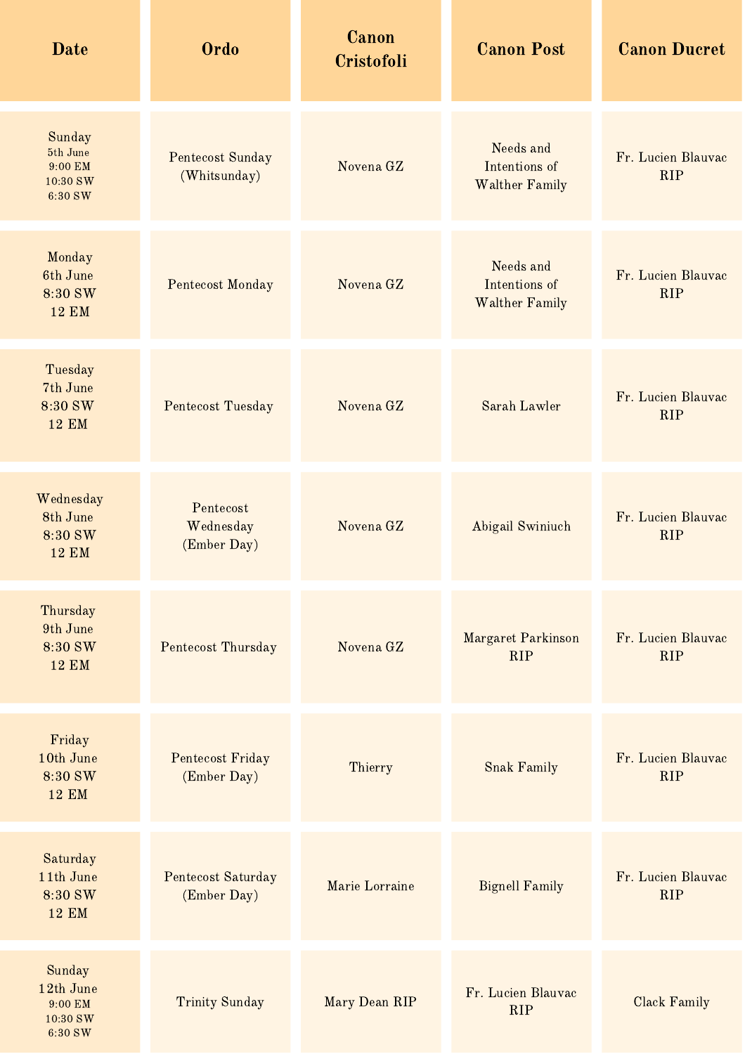| Date | Ordo | Canon Cristofoli | Canon Post | Canon Ducret |
| --- | --- | --- | --- | --- |
| Sunday 5th June 9:00 EM 10:30 SW 6:30 SW | Pentecost Sunday (Whitsunday) | Novena GZ | Needs and Intentions of Walther Family | Fr. Lucien Blauvac RIP |
| Monday 6th June 8:30 SW 12 EM | Pentecost Monday | Novena GZ | Needs and Intentions of Walther Family | Fr. Lucien Blauvac RIP |
| Tuesday 7th June 8:30 SW 12 EM | Pentecost Tuesday | Novena GZ | Sarah Lawler | Fr. Lucien Blauvac RIP |
| Wednesday 8th June 8:30 SW 12 EM | Pentecost Wednesday (Ember Day) | Novena GZ | Abigail Swiniuch | Fr. Lucien Blauvac RIP |
| Thursday 9th June 8:30 SW 12 EM | Pentecost Thursday | Novena GZ | Margaret Parkinson RIP | Fr. Lucien Blauvac RIP |
| Friday 10th June 8:30 SW 12 EM | Pentecost Friday (Ember Day) | Thierry | Snak Family | Fr. Lucien Blauvac RIP |
| Saturday 11th June 8:30 SW 12 EM | Pentecost Saturday (Ember Day) | Marie Lorraine | Bignell Family | Fr. Lucien Blauvac RIP |
| Sunday 12th June 9:00 EM 10:30 SW 6:30 SW | Trinity Sunday | Mary Dean RIP | Fr. Lucien Blauvac RIP | Clack Family |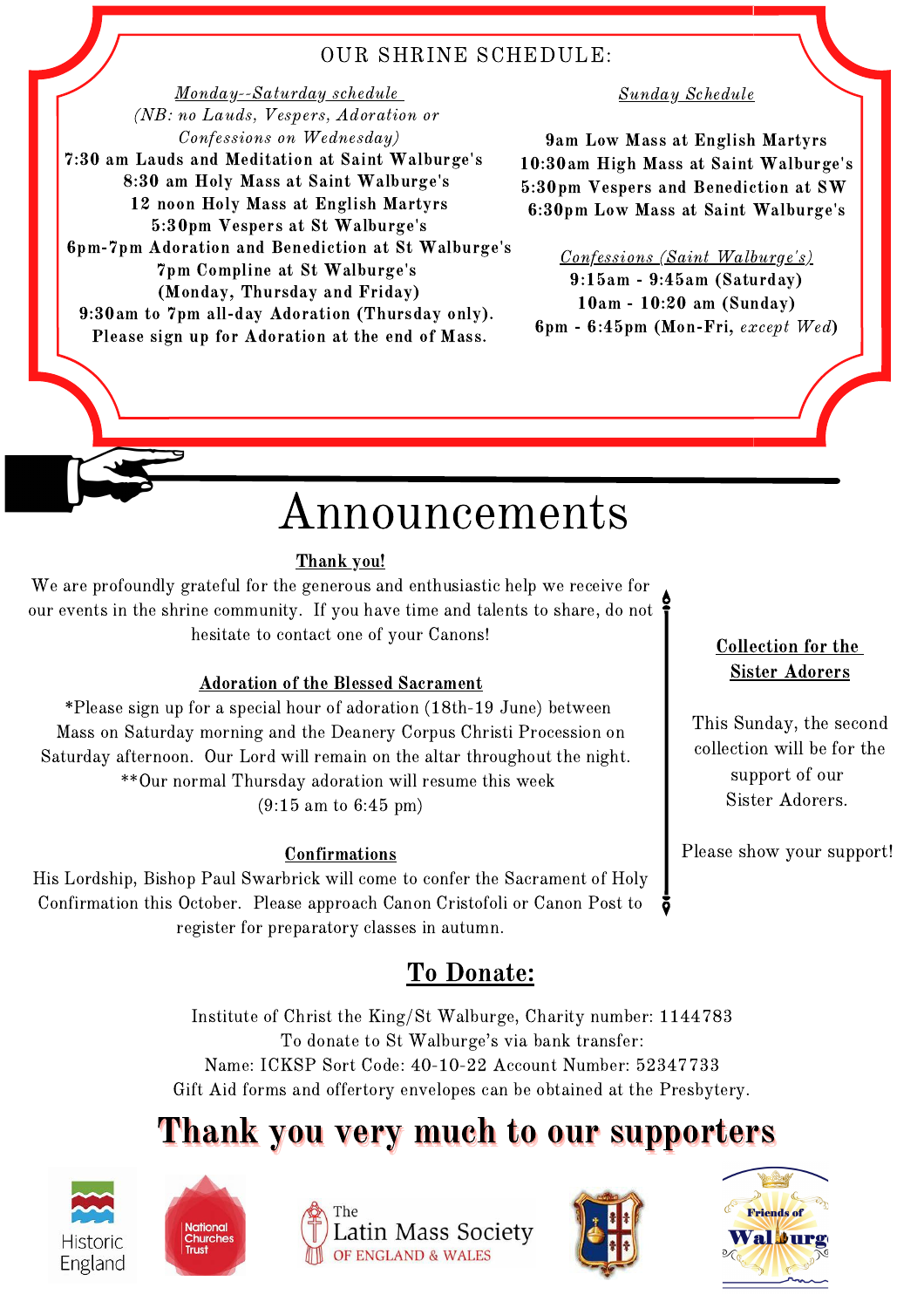## OUR SHRINE SCHEDULE:

*Monday--Saturday schedule*

*(NB: no Lauds, Vespers, Adoration or Confessions on Wednesday)*

**7:30 am Lauds and Meditation at Saint Walburge's**
**8:30 am Holy Mass at Saint Walburge's**
**12 noon Holy Mass at English Martyrs**
**5:30pm Vespers at St Walburge's**
**6pm-7pm Adoration and Benediction at St Walburge's**
**7pm Compline at St Walburge's**
**(Monday, Thursday and Friday)**
**9:30am to 7pm all-day Adoration (Thursday only).**
**Please sign up for Adoration at the end of Mass.**

*Sunday Schedule*

**9am Low Mass at English Martyrs**
**10:30am High Mass at Saint Walburge's**
**5:30pm Vespers and Benediction at SW**
**6:30pm Low Mass at Saint Walburge's**

*Confessions (Saint Walburge's)*

**9:15am - 9:45am (Saturday)**
**10am - 10:20 am (Sunday)**
**6pm - 6:45pm (Mon-Fri, *except Wed*)**

# Announcements

**Thank you!**

We are profoundly grateful for the generous and enthusiastic help we receive for our events in the shrine community. If you have time and talents to share, do not hesitate to contact one of your Canons!

**Adoration of the Blessed Sacrament**

*Please sign up for a special hour of adoration (18th-19 June) between Mass on Saturday morning and the Deanery Corpus Christi Procession on Saturday afternoon. Our Lord will remain on the altar throughout the night.
**Our normal Thursday adoration will resume this week
(9:15 am to 6:45 pm)

**Confirmations**

His Lordship, Bishop Paul Swarbrick will come to confer the Sacrament of Holy Confirmation this October. Please approach Canon Cristofoli or Canon Post to register for preparatory classes in autumn.

**Collection for the Sister Adorers**

This Sunday, the second collection will be for the support of our Sister Adorers.

Please show your support!

## To Donate:

Institute of Christ the King/St Walburge, Charity number: 1144783
To donate to St Walburge's via bank transfer:
Name: ICKSP Sort Code: 40-10-22 Account Number: 52347733
Gift Aid forms and offertory envelopes can be obtained at the Presbytery.

## Thank you very much to our supporters

Historic England

National Churches Trust

The Latin Mass Society OF ENGLAND & WALES

Friends of Walburge